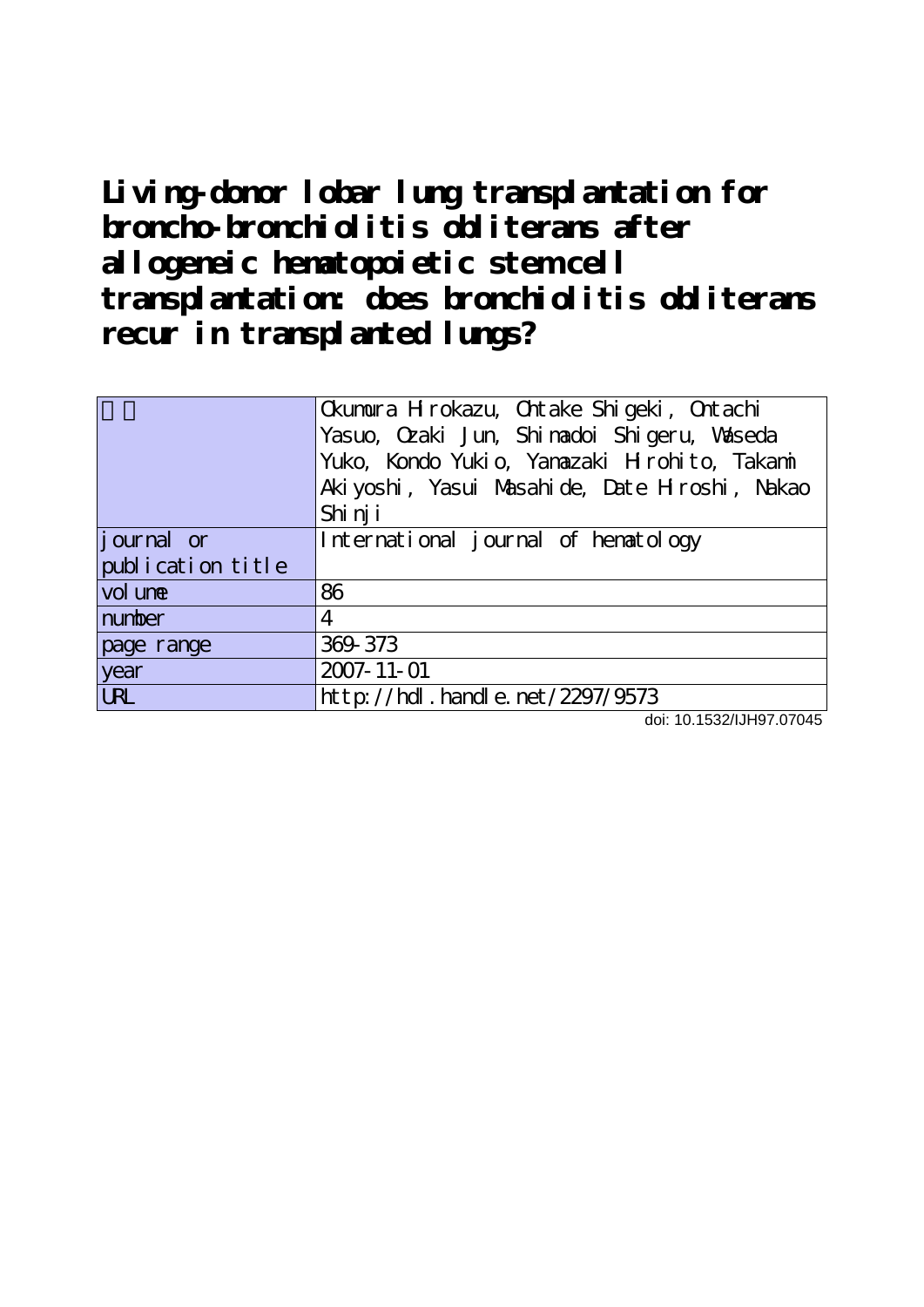# Living-donor lobar lung transplantation for broncho-bronchiolitis obliterans after allogeneic hematopoietic stem cell transplantation: does bronchiolitis obliterans recur in transplanted lungs?

| 著者 | Okumura Hirokazu, Ohtake Shigeki, Ontachi Yasuo, Ozaki Jun, Shimadoi Shigeru, Waseda Yuko, Kondo Yukio, Yamazaki Hirohito, Takami Akiyoshi, Yasui Masahide, Date Hiroshi, Nakao Shinji |
|---|---|
| journal or publication title | International journal of hematology |
| volume | 86 |
| number | 4 |
| page range | 369-373 |
| year | 2007-11-01 |
| URL | http://hdl.handle.net/2297/9573 |

doi: 10.1532/IJH97.07045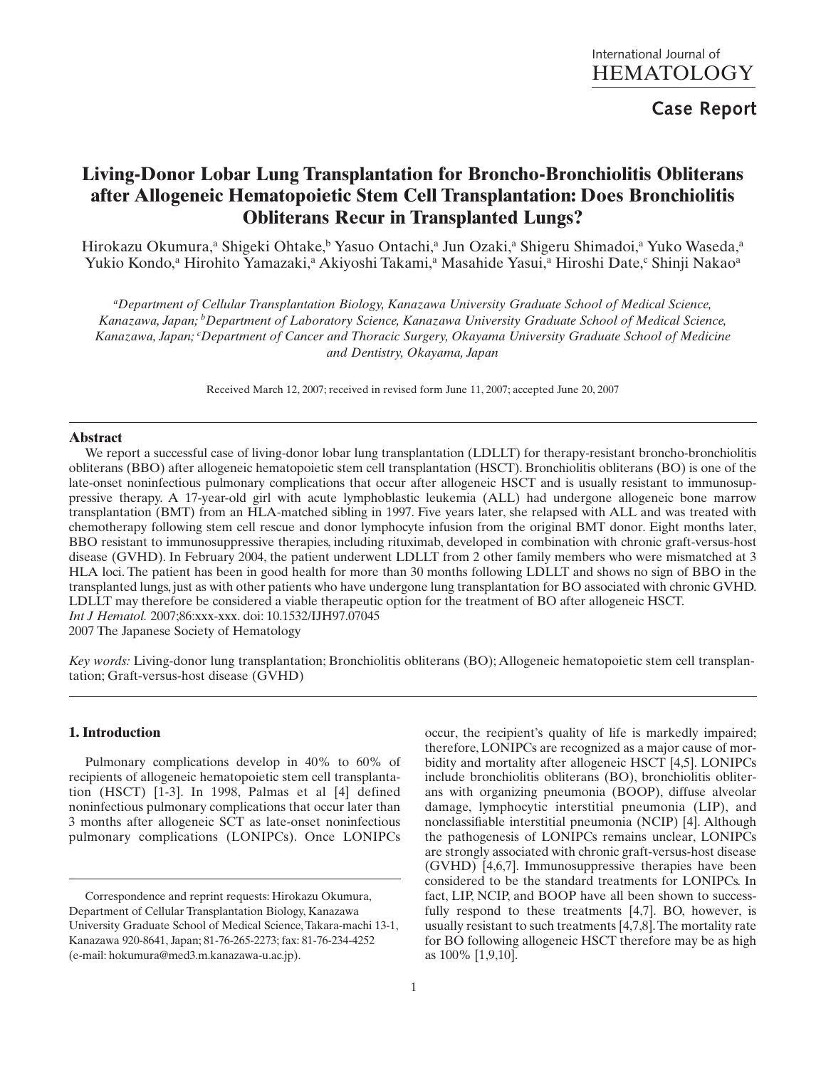International Journal of HEMATOLOGY

Case Report

# Living-Donor Lobar Lung Transplantation for Broncho-Bronchiolitis Obliterans after Allogeneic Hematopoietic Stem Cell Transplantation: Does Bronchiolitis Obliterans Recur in Transplanted Lungs?

Hirokazu Okumura,[a] Shigeki Ohtake,[b] Yasuo Ontachi,[a] Jun Ozaki,[a] Shigeru Shimadoi,[a] Yuko Waseda,[a] Yukio Kondo,[a] Hirohito Yamazaki,[a] Akiyoshi Takami,[a] Masahide Yasui,[a] Hiroshi Date,[c] Shinji Nakao[a]

*[a]Department of Cellular Transplantation Biology, Kanazawa University Graduate School of Medical Science, Kanazawa, Japan; [b]Department of Laboratory Science, Kanazawa University Graduate School of Medical Science, Kanazawa, Japan; [c]Department of Cancer and Thoracic Surgery, Okayama University Graduate School of Medicine and Dentistry, Okayama, Japan*

Received March 12, 2007; received in revised form June 11, 2007; accepted June 20, 2007

## Abstract

We report a successful case of living-donor lobar lung transplantation (LDLLT) for therapy-resistant broncho-bronchiolitis obliterans (BBO) after allogeneic hematopoietic stem cell transplantation (HSCT). Bronchiolitis obliterans (BO) is one of the late-onset noninfectious pulmonary complications that occur after allogeneic HSCT and is usually resistant to immunosuppressive therapy. A 17-year-old girl with acute lymphoblastic leukemia (ALL) had undergone allogeneic bone marrow transplantation (BMT) from an HLA-matched sibling in 1997. Five years later, she relapsed with ALL and was treated with chemotherapy following stem cell rescue and donor lymphocyte infusion from the original BMT donor. Eight months later, BBO resistant to immunosuppressive therapies, including rituximab, developed in combination with chronic graft-versus-host disease (GVHD). In February 2004, the patient underwent LDLLT from 2 other family members who were mismatched at 3 HLA loci. The patient has been in good health for more than 30 months following LDLLT and shows no sign of BBO in the transplanted lungs, just as with other patients who have undergone lung transplantation for BO associated with chronic GVHD. LDLLT may therefore be considered a viable therapeutic option for the treatment of BO after allogeneic HSCT.
*Int J Hematol.* 2007;86:xxx-xxx. doi: 10.1532/IJH97.07045
2007 The Japanese Society of Hematology

*Key words:* Living-donor lung transplantation; Bronchiolitis obliterans (BO); Allogeneic hematopoietic stem cell transplantation; Graft-versus-host disease (GVHD)

## 1. Introduction

Pulmonary complications develop in 40% to 60% of recipients of allogeneic hematopoietic stem cell transplantation (HSCT) [1-3]. In 1998, Palmas et al [4] defined noninfectious pulmonary complications that occur later than 3 months after allogeneic SCT as late-onset noninfectious pulmonary complications (LONIPCs). Once LONIPCs occur, the recipient's quality of life is markedly impaired; therefore, LONIPCs are recognized as a major cause of morbidity and mortality after allogeneic HSCT [4,5]. LONIPCs include bronchiolitis obliterans (BO), bronchiolitis obliterans with organizing pneumonia (BOOP), diffuse alveolar damage, lymphocytic interstitial pneumonia (LIP), and nonclassifiable interstitial pneumonia (NCIP) [4]. Although the pathogenesis of LONIPCs remains unclear, LONIPCs are strongly associated with chronic graft-versus-host disease (GVHD) [4,6,7]. Immunosuppressive therapies have been considered to be the standard treatments for LONIPCs. In fact, LIP, NCIP, and BOOP have all been shown to successfully respond to these treatments [4,7]. BO, however, is usually resistant to such treatments [4,7,8]. The mortality rate for BO following allogeneic HSCT therefore may be as high as 100% [1,9,10].

Correspondence and reprint requests: Hirokazu Okumura, Department of Cellular Transplantation Biology, Kanazawa University Graduate School of Medical Science, Takara-machi 13-1, Kanazawa 920-8641, Japan; 81-76-265-2273; fax: 81-76-234-4252 (e-mail: hokumura@med3.m.kanazawa-u.ac.jp).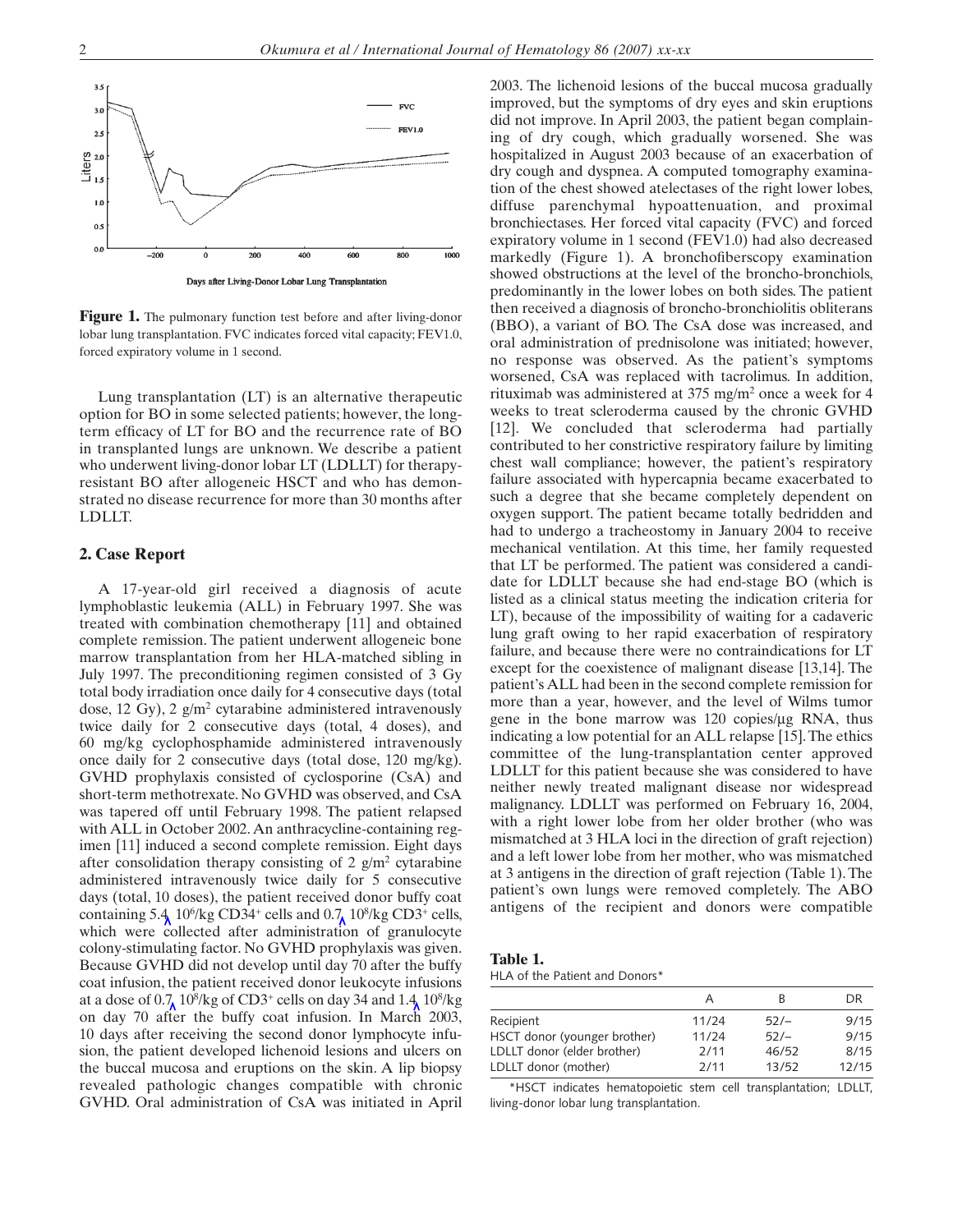**Figure 1.** The pulmonary function test before and after living-donor lobar lung transplantation. FVC indicates forced vital capacity; FEV1.0, forced expiratory volume in 1 second.

Lung transplantation (LT) is an alternative therapeutic option for BO in some selected patients; however, the long-term efficacy of LT for BO and the recurrence rate of BO in transplanted lungs are unknown. We describe a patient who underwent living-donor lobar LT (LDLLT) for therapy-resistant BO after allogeneic HSCT and who has demonstrated no disease recurrence for more than 30 months after LDLLT.

## 2. Case Report

A 17-year-old girl received a diagnosis of acute lymphoblastic leukemia (ALL) in February 1997. She was treated with combination chemotherapy [11] and obtained complete remission. The patient underwent allogeneic bone marrow transplantation from her HLA-matched sibling in July 1997. The preconditioning regimen consisted of 3 Gy total body irradiation once daily for 4 consecutive days (total dose, 12 Gy), 2 g/$m^2$ cytarabine administered intravenously twice daily for 2 consecutive days (total, 4 doses), and 60 mg/kg cyclophosphamide administered intravenously once daily for 2 consecutive days (total dose, 120 mg/kg). GVHD prophylaxis consisted of cyclosporine (CsA) and short-term methotrexate. No GVHD was observed, and CsA was tapered off until February 1998. The patient relapsed with ALL in October 2002. An anthracycline-containing regimen [11] induced a second complete remission. Eight days after consolidation therapy consisting of 2 g/$m^2$ cytarabine administered intravenously twice daily for 5 consecutive days (total, 10 doses), the patient received donor buffy coat containing $5.4 \times 10^6$/kg $CD34^+$ cells and $0.7 \times 10^8$/kg $CD3^+$ cells, which were collected after administration of granulocyte colony-stimulating factor. No GVHD prophylaxis was given. Because GVHD did not develop until day 70 after the buffy coat infusion, the patient received donor leukocyte infusions at a dose of $0.7 \times 10^8$/kg of $CD3^+$ cells on day 34 and $1.4 \times 10^8$/kg on day 70 after the buffy coat infusion. In March 2003, 10 days after receiving the second donor lymphocyte infusion, the patient developed lichenoid lesions and ulcers on the buccal mucosa and eruptions on the skin. A lip biopsy revealed pathologic changes compatible with chronic GVHD. Oral administration of CsA was initiated in April 2003. The lichenoid lesions of the buccal mucosa gradually improved, but the symptoms of dry eyes and skin eruptions did not improve. In April 2003, the patient began complaining of dry cough, which gradually worsened. She was hospitalized in August 2003 because of an exacerbation of dry cough and dyspnea. A computed tomography examination of the chest showed atelectases of the right lower lobes, diffuse parenchymal hypoattenuation, and proximal bronchiectases. Her forced vital capacity (FVC) and forced expiratory volume in 1 second (FEV1.0) had also decreased markedly (Figure 1). A bronchofiberscopy examination showed obstructions at the level of the broncho-bronchiols, predominantly in the lower lobes on both sides. The patient then received a diagnosis of broncho-bronchiolitis obliterans (BBO), a variant of BO. The CsA dose was increased, and oral administration of prednisolone was initiated; however, no response was observed. As the patient's symptoms worsened, CsA was replaced with tacrolimus. In addition, rituximab was administered at 375 mg/$m^2$ once a week for 4 weeks to treat scleroderma caused by the chronic GVHD [12]. We concluded that scleroderma had partially contributed to her constrictive respiratory failure by limiting chest wall compliance; however, the patient's respiratory failure associated with hypercapnia became exacerbated to such a degree that she became completely dependent on oxygen support. The patient became totally bedridden and had to undergo a tracheostomy in January 2004 to receive mechanical ventilation. At this time, her family requested that LT be performed. The patient was considered a candidate for LDLLT because she had end-stage BO (which is listed as a clinical status meeting the indication criteria for LT), because of the impossibility of waiting for a cadaveric lung graft owing to her rapid exacerbation of respiratory failure, and because there were no contraindications for LT except for the coexistence of malignant disease [13,14]. The patient's ALL had been in the second complete remission for more than a year, however, and the level of Wilms tumor gene in the bone marrow was 120 copies/μg RNA, thus indicating a low potential for an ALL relapse [15]. The ethics committee of the lung-transplantation center approved LDLLT for this patient because she was considered to have neither newly treated malignant disease nor widespread malignancy. LDLLT was performed on February 16, 2004, with a right lower lobe from her older brother (who was mismatched at 3 HLA loci in the direction of graft rejection) and a left lower lobe from her mother, who was mismatched at 3 antigens in the direction of graft rejection (Table 1). The patient's own lungs were removed completely. The ABO antigens of the recipient and donors were compatible

**Table 1.**
HLA of the Patient and Donors*

| | A | B | DR |
|---|---|---|---|
| Recipient | 11/24 | 52/– | 9/15 |
| HSCT donor (younger brother) | 11/24 | 52/– | 9/15 |
| LDLLT donor (elder brother) | 2/11 | 46/52 | 8/15 |
| LDLLT donor (mother) | 2/11 | 13/52 | 12/15 |

*HSCT indicates hematopoietic stem cell transplantation; LDLLT, living-donor lobar lung transplantation.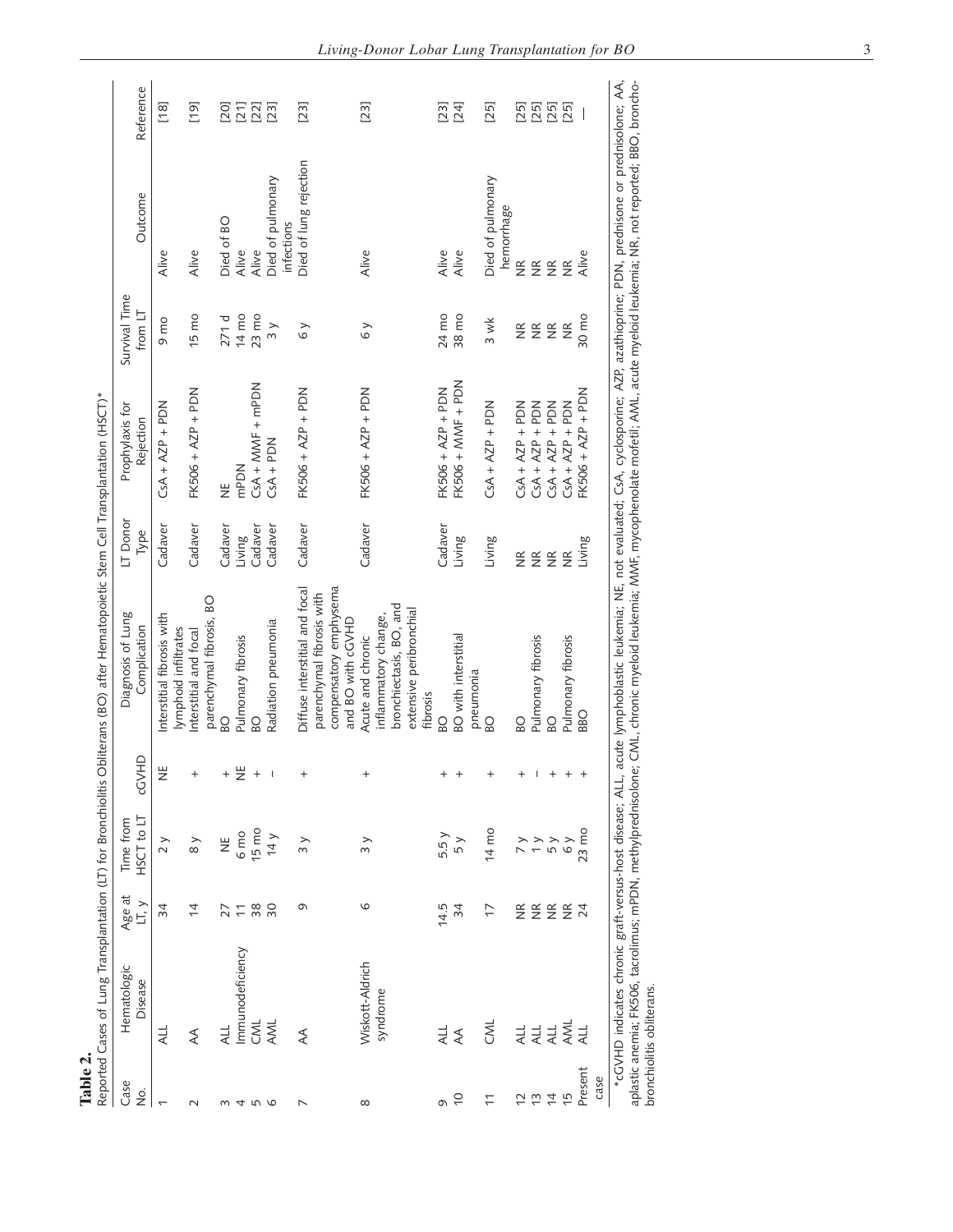**Table 2.**

Reported Cases of Lung Transplantation (LT) for Bronchiolitis Obliterans (BO) after Hematopoietic Stem Cell Transplantation (HSCT)*

| Case No. | Hematologic Disease | Age at LT, y | Time from HSCT to LT | cGVHD | Diagnosis of Lung Complication | LT Donor Type | Prophylaxis for Rejection | Survival Time from LT | Outcome | Reference |
|---|---|---|---|---|---|---|---|---|---|---|
| 1 | ALL | 34 | 2 y | NE | Interstitial fibrosis with lymphoid infiltrates | Cadaver | CsA + AZP + PDN | 9 mo | Alive | [18] |
| 2 | AA | 14 | 8 y | + | Interstitial and focal parenchymal fibrosis, BO | Cadaver | FK506 + AZP + PDN | 15 mo | Alive | [19] |
| 3 | ALL | 27 | NE | + | BO | Cadaver | NE | 271 d | Died of BO | [20] |
| 4 | Immunodeficiency | 11 | 6 mo | NE | Pulmonary fibrosis | Living | mPDN | 14 mo | Alive | [21] |
| 5 | CML | 38 | 15 mo | + | BO | Cadaver | CsA + MMF + mPDN | 23 mo | Alive | [22] |
| 6 | AML | 30 | 14 y | − | Radiation pneumonia | Cadaver | CsA + PDN | 3 y | Died of pulmonary infections | [23] |
| 7 | AA | 9 | 3 y | + | Diffuse interstitial and focal parenchymal fibrosis with compensatory emphysema and BO with cGVHD | Cadaver | FK506 + AZP + PDN | 6 y | Died of lung rejection | [23] |
| 8 | Wiskott-Aldrich syndrome | 6 | 3 y | + | Acute and chronic inflammatory change, bronchiectasis, BO, and extensive peribronchial fibrosis | Cadaver | FK506 + AZP + PDN | 6 y | Alive | [23] |
| 9 | ALL | 14.5 | 5.5 y | + | BO | Cadaver | FK506 + AZP + PDN | 24 mo | Alive | [23] |
| 10 | AA | 34 | 5 y | + | BO with interstitial pneumonia | Living | FK506 + MMF + PDN | 38 mo | Alive | [24] |
| 11 | CML | 17 | 14 mo | + | BO | Living | CsA + AZP + PDN | 3 wk | Died of pulmonary hemorrhage | [25] |
| 12 | ALL | NR | 7 y | + | BO | NR | CsA + AZP + PDN | NR | NR | [25] |
| 13 | ALL | NR | 1 y | − | Pulmonary fibrosis | NR | CsA + AZP + PDN | NR | NR | [25] |
| 14 | ALL | NR | 5 y | + | BO | NR | CsA + AZP + PDN | NR | NR | [25] |
| 15 | AML | NR | 6 y | + | Pulmonary fibrosis | NR | CsA + AZP + PDN | NR | NR | [25] |
| Present case | ALL | 24 | 23 mo | + | BBO | Living | FK506 + AZP + PDN | 30 mo | Alive | — |

*cGVHD indicates chronic graft-versus-host disease; ALL, acute lymphoblastic leukemia; NE, not evaluated; CsA, cyclosporine; AZP, azathioprine; PDN, prednisone or prednisolone; AA, aplastic anemia; FK506, tacrolimus; mPDN, methylprednisolone; CML, chronic myeloid leukemia; MMF, mycophenolate mofetil; AML, acute myeloid leukemia; NR, not reported; BBO, bronchobronchiolitis obliterans.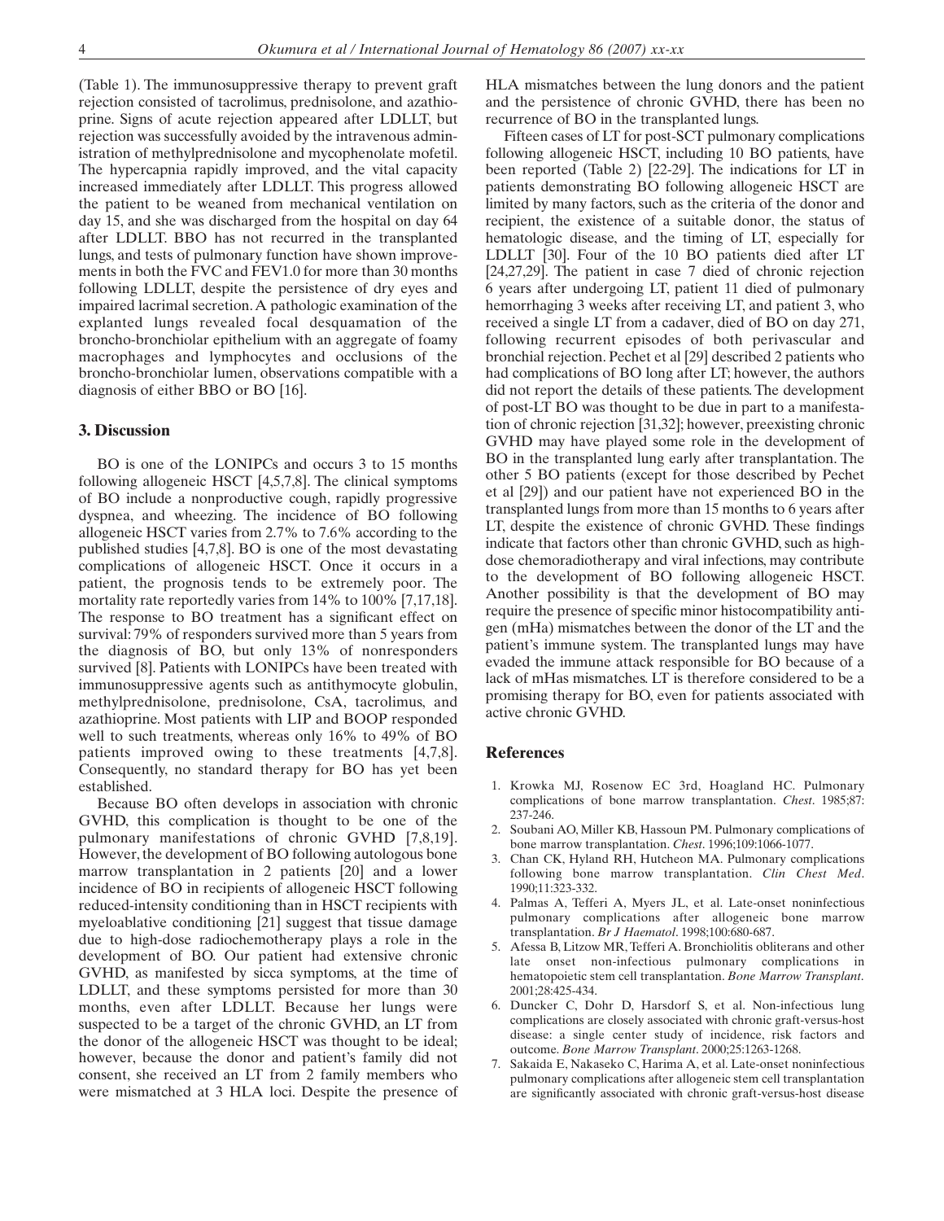(Table 1). The immunosuppressive therapy to prevent graft rejection consisted of tacrolimus, prednisolone, and azathioprine. Signs of acute rejection appeared after LDLLT, but rejection was successfully avoided by the intravenous administration of methylprednisolone and mycophenolate mofetil. The hypercapnia rapidly improved, and the vital capacity increased immediately after LDLLT. This progress allowed the patient to be weaned from mechanical ventilation on day 15, and she was discharged from the hospital on day 64 after LDLLT. BBO has not recurred in the transplanted lungs, and tests of pulmonary function have shown improvements in both the FVC and FEV1.0 for more than 30 months following LDLLT, despite the persistence of dry eyes and impaired lacrimal secretion. A pathologic examination of the explanted lungs revealed focal desquamation of the broncho-bronchiolar epithelium with an aggregate of foamy macrophages and lymphocytes and occlusions of the broncho-bronchiolar lumen, observations compatible with a diagnosis of either BBO or BO [16].

## 3. Discussion

BO is one of the LONIPCs and occurs 3 to 15 months following allogeneic HSCT [4,5,7,8]. The clinical symptoms of BO include a nonproductive cough, rapidly progressive dyspnea, and wheezing. The incidence of BO following allogeneic HSCT varies from 2.7% to 7.6% according to the published studies [4,7,8]. BO is one of the most devastating complications of allogeneic HSCT. Once it occurs in a patient, the prognosis tends to be extremely poor. The mortality rate reportedly varies from 14% to 100% [7,17,18]. The response to BO treatment has a significant effect on survival: 79% of responders survived more than 5 years from the diagnosis of BO, but only 13% of nonresponders survived [8]. Patients with LONIPCs have been treated with immunosuppressive agents such as antithymocyte globulin, methylprednisolone, prednisolone, CsA, tacrolimus, and azathioprine. Most patients with LIP and BOOP responded well to such treatments, whereas only 16% to 49% of BO patients improved owing to these treatments [4,7,8]. Consequently, no standard therapy for BO has yet been established.

Because BO often develops in association with chronic GVHD, this complication is thought to be one of the pulmonary manifestations of chronic GVHD [7,8,19]. However, the development of BO following autologous bone marrow transplantation in 2 patients [20] and a lower incidence of BO in recipients of allogeneic HSCT following reduced-intensity conditioning than in HSCT recipients with myeloablative conditioning [21] suggest that tissue damage due to high-dose radiochemotherapy plays a role in the development of BO. Our patient had extensive chronic GVHD, as manifested by sicca symptoms, at the time of LDLLT, and these symptoms persisted for more than 30 months, even after LDLLT. Because her lungs were suspected to be a target of the chronic GVHD, an LT from the donor of the allogeneic HSCT was thought to be ideal; however, because the donor and patient's family did not consent, she received an LT from 2 family members who were mismatched at 3 HLA loci. Despite the presence of HLA mismatches between the lung donors and the patient and the persistence of chronic GVHD, there has been no recurrence of BO in the transplanted lungs.

Fifteen cases of LT for post-SCT pulmonary complications following allogeneic HSCT, including 10 BO patients, have been reported (Table 2) [22-29]. The indications for LT in patients demonstrating BO following allogeneic HSCT are limited by many factors, such as the criteria of the donor and recipient, the existence of a suitable donor, the status of hematologic disease, and the timing of LT, especially for LDLLT [30]. Four of the 10 BO patients died after LT [24,27,29]. The patient in case 7 died of chronic rejection 6 years after undergoing LT, patient 11 died of pulmonary hemorrhaging 3 weeks after receiving LT, and patient 3, who received a single LT from a cadaver, died of BO on day 271, following recurrent episodes of both perivascular and bronchial rejection. Pechet et al [29] described 2 patients who had complications of BO long after LT; however, the authors did not report the details of these patients. The development of post-LT BO was thought to be due in part to a manifestation of chronic rejection [31,32]; however, preexisting chronic GVHD may have played some role in the development of BO in the transplanted lung early after transplantation. The other 5 BO patients (except for those described by Pechet et al [29]) and our patient have not experienced BO in the transplanted lungs from more than 15 months to 6 years after LT, despite the existence of chronic GVHD. These findings indicate that factors other than chronic GVHD, such as high-dose chemoradiotherapy and viral infections, may contribute to the development of BO following allogeneic HSCT. Another possibility is that the development of BO may require the presence of specific minor histocompatibility antigen (mHa) mismatches between the donor of the LT and the patient's immune system. The transplanted lungs may have evaded the immune attack responsible for BO because of a lack of mHas mismatches. LT is therefore considered to be a promising therapy for BO, even for patients associated with active chronic GVHD.

## References

1. Krowka MJ, Rosenow EC 3rd, Hoagland HC. Pulmonary complications of bone marrow transplantation. *Chest*. 1985;87:237-246.
2. Soubani AO, Miller KB, Hassoun PM. Pulmonary complications of bone marrow transplantation. *Chest*. 1996;109:1066-1077.
3. Chan CK, Hyland RH, Hutcheon MA. Pulmonary complications following bone marrow transplantation. *Clin Chest Med*. 1990;11:323-332.
4. Palmas A, Tefferi A, Myers JL, et al. Late-onset noninfectious pulmonary complications after allogeneic bone marrow transplantation. *Br J Haematol*. 1998;100:680-687.
5. Afessa B, Litzow MR, Tefferi A. Bronchiolitis obliterans and other late onset non-infectious pulmonary complications in hematopoietic stem cell transplantation. *Bone Marrow Transplant*. 2001;28:425-434.
6. Duncker C, Dohr D, Harsdorf S, et al. Non-infectious lung complications are closely associated with chronic graft-versus-host disease: a single center study of incidence, risk factors and outcome. *Bone Marrow Transplant*. 2000;25:1263-1268.
7. Sakaida E, Nakaseko C, Harima A, et al. Late-onset noninfectious pulmonary complications after allogeneic stem cell transplantation are significantly associated with chronic graft-versus-host disease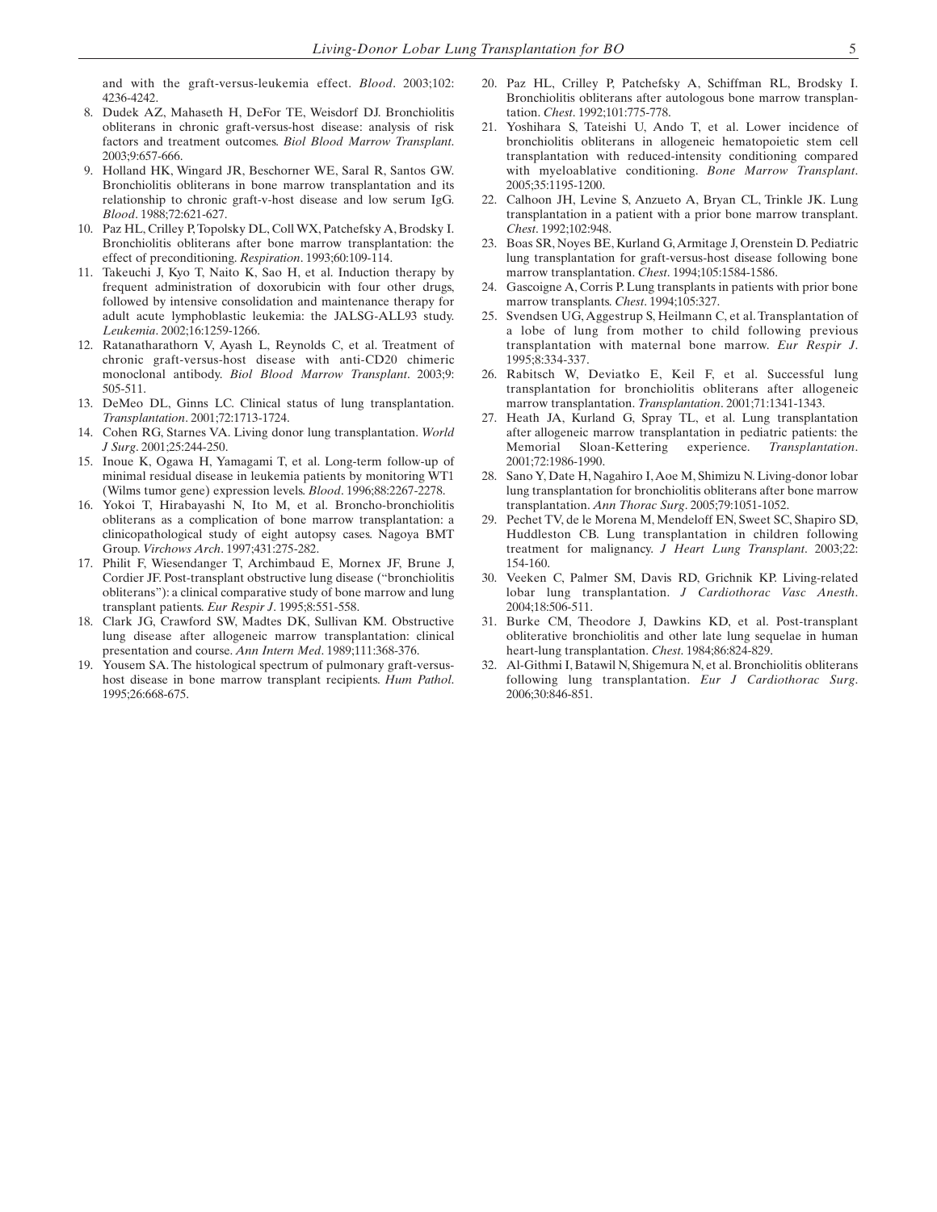and with the graft-versus-leukemia effect. *Blood*. 2003;102: 4236-4242.

8. Dudek AZ, Mahaseth H, DeFor TE, Weisdorf DJ. Bronchiolitis obliterans in chronic graft-versus-host disease: analysis of risk factors and treatment outcomes. *Biol Blood Marrow Transplant*. 2003;9:657-666.
9. Holland HK, Wingard JR, Beschorner WE, Saral R, Santos GW. Bronchiolitis obliterans in bone marrow transplantation and its relationship to chronic graft-v-host disease and low serum IgG. *Blood*. 1988;72:621-627.
10. Paz HL, Crilley P, Topolsky DL, Coll WX, Patchefsky A, Brodsky I. Bronchiolitis obliterans after bone marrow transplantation: the effect of preconditioning. *Respiration*. 1993;60:109-114.
11. Takeuchi J, Kyo T, Naito K, Sao H, et al. Induction therapy by frequent administration of doxorubicin with four other drugs, followed by intensive consolidation and maintenance therapy for adult acute lymphoblastic leukemia: the JALSG-ALL93 study. *Leukemia*. 2002;16:1259-1266.
12. Ratanatharathorn V, Ayash L, Reynolds C, et al. Treatment of chronic graft-versus-host disease with anti-CD20 chimeric monoclonal antibody. *Biol Blood Marrow Transplant*. 2003;9: 505-511.
13. DeMeo DL, Ginns LC. Clinical status of lung transplantation. *Transplantation*. 2001;72:1713-1724.
14. Cohen RG, Starnes VA. Living donor lung transplantation. *World J Surg*. 2001;25:244-250.
15. Inoue K, Ogawa H, Yamagami T, et al. Long-term follow-up of minimal residual disease in leukemia patients by monitoring WT1 (Wilms tumor gene) expression levels. *Blood*. 1996;88:2267-2278.
16. Yokoi T, Hirabayashi N, Ito M, et al. Broncho-bronchiolitis obliterans as a complication of bone marrow transplantation: a clinicopathological study of eight autopsy cases. Nagoya BMT Group. *Virchows Arch*. 1997;431:275-282.
17. Philit F, Wiesendanger T, Archimbaud E, Mornex JF, Brune J, Cordier JF. Post-transplant obstructive lung disease ("bronchiolitis obliterans"): a clinical comparative study of bone marrow and lung transplant patients. *Eur Respir J*. 1995;8:551-558.
18. Clark JG, Crawford SW, Madtes DK, Sullivan KM. Obstructive lung disease after allogeneic marrow transplantation: clinical presentation and course. *Ann Intern Med*. 1989;111:368-376.
19. Yousem SA. The histological spectrum of pulmonary graft-versus-host disease in bone marrow transplant recipients. *Hum Pathol*. 1995;26:668-675.
20. Paz HL, Crilley P, Patchefsky A, Schiffman RL, Brodsky I. Bronchiolitis obliterans after autologous bone marrow transplantation. *Chest*. 1992;101:775-778.
21. Yoshihara S, Tateishi U, Ando T, et al. Lower incidence of bronchiolitis obliterans in allogeneic hematopoietic stem cell transplantation with reduced-intensity conditioning compared with myeloablative conditioning. *Bone Marrow Transplant*. 2005;35:1195-1200.
22. Calhoon JH, Levine S, Anzueto A, Bryan CL, Trinkle JK. Lung transplantation in a patient with a prior bone marrow transplant. *Chest*. 1992;102:948.
23. Boas SR, Noyes BE, Kurland G, Armitage J, Orenstein D. Pediatric lung transplantation for graft-versus-host disease following bone marrow transplantation. *Chest*. 1994;105:1584-1586.
24. Gascoigne A, Corris P. Lung transplants in patients with prior bone marrow transplants. *Chest*. 1994;105:327.
25. Svendsen UG, Aggestrup S, Heilmann C, et al. Transplantation of a lobe of lung from mother to child following previous transplantation with maternal bone marrow. *Eur Respir J*. 1995;8:334-337.
26. Rabitsch W, Deviatko E, Keil F, et al. Successful lung transplantation for bronchiolitis obliterans after allogeneic marrow transplantation. *Transplantation*. 2001;71:1341-1343.
27. Heath JA, Kurland G, Spray TL, et al. Lung transplantation after allogeneic marrow transplantation in pediatric patients: the Memorial Sloan-Kettering experience. *Transplantation*. 2001;72:1986-1990.
28. Sano Y, Date H, Nagahiro I, Aoe M, Shimizu N. Living-donor lobar lung transplantation for bronchiolitis obliterans after bone marrow transplantation. *Ann Thorac Surg*. 2005;79:1051-1052.
29. Pechet TV, de le Morena M, Mendeloff EN, Sweet SC, Shapiro SD, Huddleston CB. Lung transplantation in children following treatment for malignancy. *J Heart Lung Transplant*. 2003;22: 154-160.
30. Veeken C, Palmer SM, Davis RD, Grichnik KP. Living-related lobar lung transplantation. *J Cardiothorac Vasc Anesth*. 2004;18:506-511.
31. Burke CM, Theodore J, Dawkins KD, et al. Post-transplant obliterative bronchiolitis and other late lung sequelae in human heart-lung transplantation. *Chest*. 1984;86:824-829.
32. Al-Githmi I, Batawil N, Shigemura N, et al. Bronchiolitis obliterans following lung transplantation. *Eur J Cardiothorac Surg*. 2006;30:846-851.